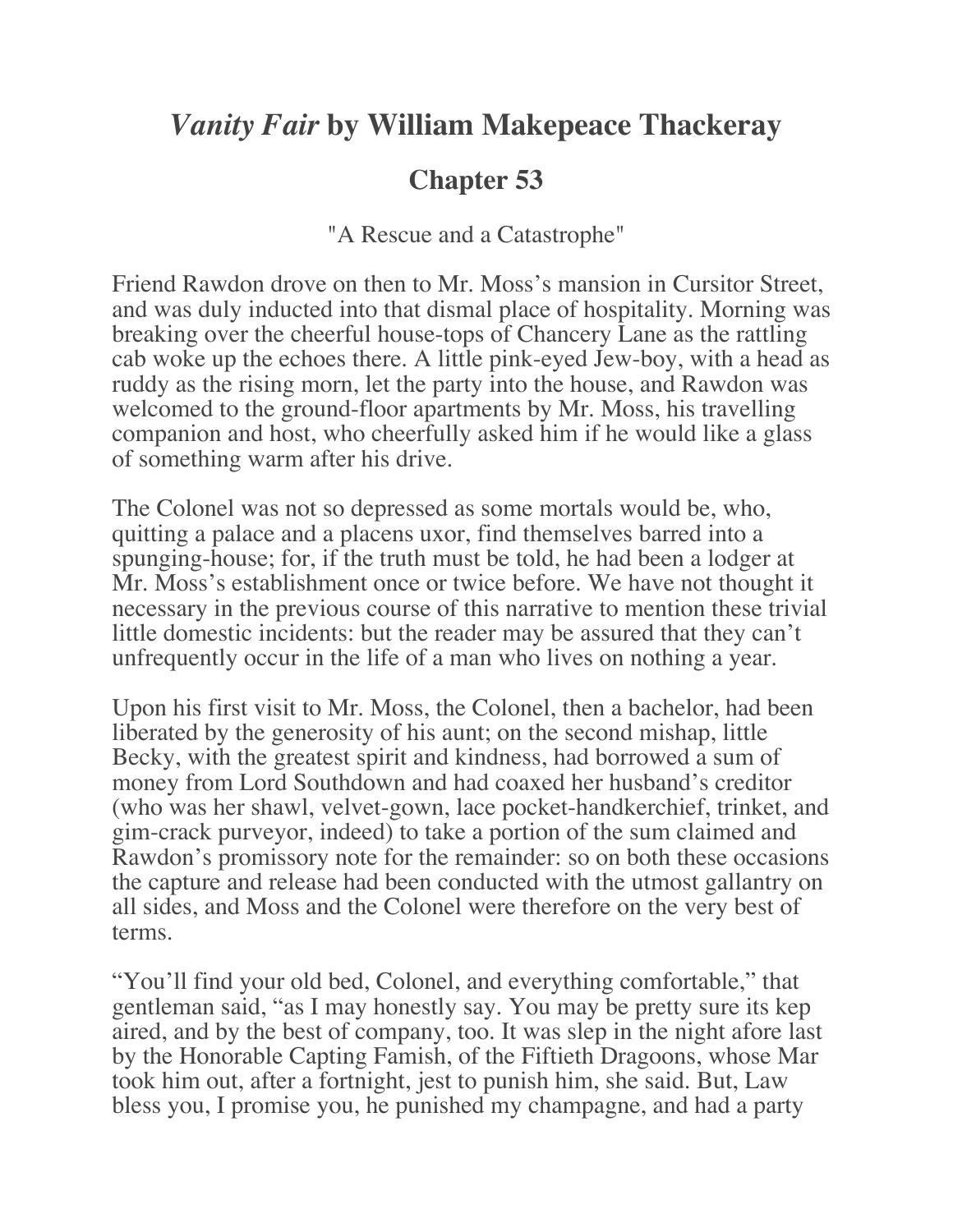# *Vanity Fair* by William Makepeace Thackeray

## Chapter 53

"A Rescue and a Catastrophe"

Friend Rawdon drove on then to Mr. Moss's mansion in Cursitor Street, and was duly inducted into that dismal place of hospitality. Morning was breaking over the cheerful house-tops of Chancery Lane as the rattling cab woke up the echoes there. A little pink-eyed Jew-boy, with a head as ruddy as the rising morn, let the party into the house, and Rawdon was welcomed to the ground-floor apartments by Mr. Moss, his travelling companion and host, who cheerfully asked him if he would like a glass of something warm after his drive.

The Colonel was not so depressed as some mortals would be, who, quitting a palace and a placens uxor, find themselves barred into a spunging-house; for, if the truth must be told, he had been a lodger at Mr. Moss's establishment once or twice before. We have not thought it necessary in the previous course of this narrative to mention these trivial little domestic incidents: but the reader may be assured that they can't unfrequently occur in the life of a man who lives on nothing a year.

Upon his first visit to Mr. Moss, the Colonel, then a bachelor, had been liberated by the generosity of his aunt; on the second mishap, little Becky, with the greatest spirit and kindness, had borrowed a sum of money from Lord Southdown and had coaxed her husband's creditor (who was her shawl, velvet-gown, lace pocket-handkerchief, trinket, and gim-crack purveyor, indeed) to take a portion of the sum claimed and Rawdon's promissory note for the remainder: so on both these occasions the capture and release had been conducted with the utmost gallantry on all sides, and Moss and the Colonel were therefore on the very best of terms.

"You'll find your old bed, Colonel, and everything comfortable," that gentleman said, "as I may honestly say. You may be pretty sure its kep aired, and by the best of company, too. It was slep in the night afore last by the Honorable Capting Famish, of the Fiftieth Dragoons, whose Mar took him out, after a fortnight, jest to punish him, she said. But, Law bless you, I promise you, he punished my champagne, and had a party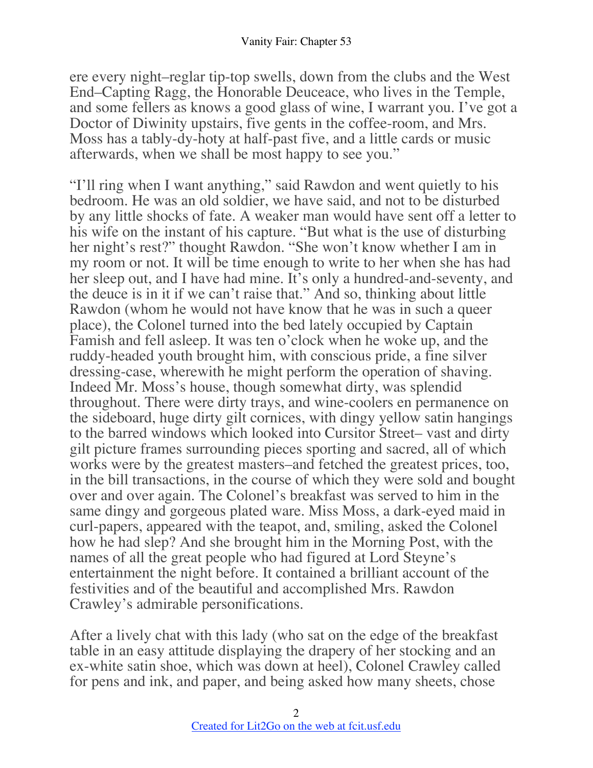ere every night–reglar tip-top swells, down from the clubs and the West End–Capting Ragg, the Honorable Deuceace, who lives in the Temple, and some fellers as knows a good glass of wine, I warrant you. I've got a Doctor of Diwinity upstairs, five gents in the coffee-room, and Mrs. Moss has a tably-dy-hoty at half-past five, and a little cards or music afterwards, when we shall be most happy to see you."

"I'll ring when I want anything," said Rawdon and went quietly to his bedroom. He was an old soldier, we have said, and not to be disturbed by any little shocks of fate. A weaker man would have sent off a letter to his wife on the instant of his capture. "But what is the use of disturbing her night's rest?" thought Rawdon. "She won't know whether I am in my room or not. It will be time enough to write to her when she has had her sleep out, and I have had mine. It's only a hundred-and-seventy, and the deuce is in it if we can't raise that." And so, thinking about little Rawdon (whom he would not have know that he was in such a queer place), the Colonel turned into the bed lately occupied by Captain Famish and fell asleep. It was ten o'clock when he woke up, and the ruddy-headed youth brought him, with conscious pride, a fine silver dressing-case, wherewith he might perform the operation of shaving. Indeed Mr. Moss's house, though somewhat dirty, was splendid throughout. There were dirty trays, and wine-coolers en permanence on the sideboard, huge dirty gilt cornices, with dingy yellow satin hangings to the barred windows which looked into Cursitor Street– vast and dirty gilt picture frames surrounding pieces sporting and sacred, all of which works were by the greatest masters–and fetched the greatest prices, too, in the bill transactions, in the course of which they were sold and bought over and over again. The Colonel's breakfast was served to him in the same dingy and gorgeous plated ware. Miss Moss, a dark-eyed maid in curl-papers, appeared with the teapot, and, smiling, asked the Colonel how he had slep? And she brought him in the Morning Post, with the names of all the great people who had figured at Lord Steyne's entertainment the night before. It contained a brilliant account of the festivities and of the beautiful and accomplished Mrs. Rawdon Crawley's admirable personifications.

After a lively chat with this lady (who sat on the edge of the breakfast table in an easy attitude displaying the drapery of her stocking and an ex-white satin shoe, which was down at heel), Colonel Crawley called for pens and ink, and paper, and being asked how many sheets, chose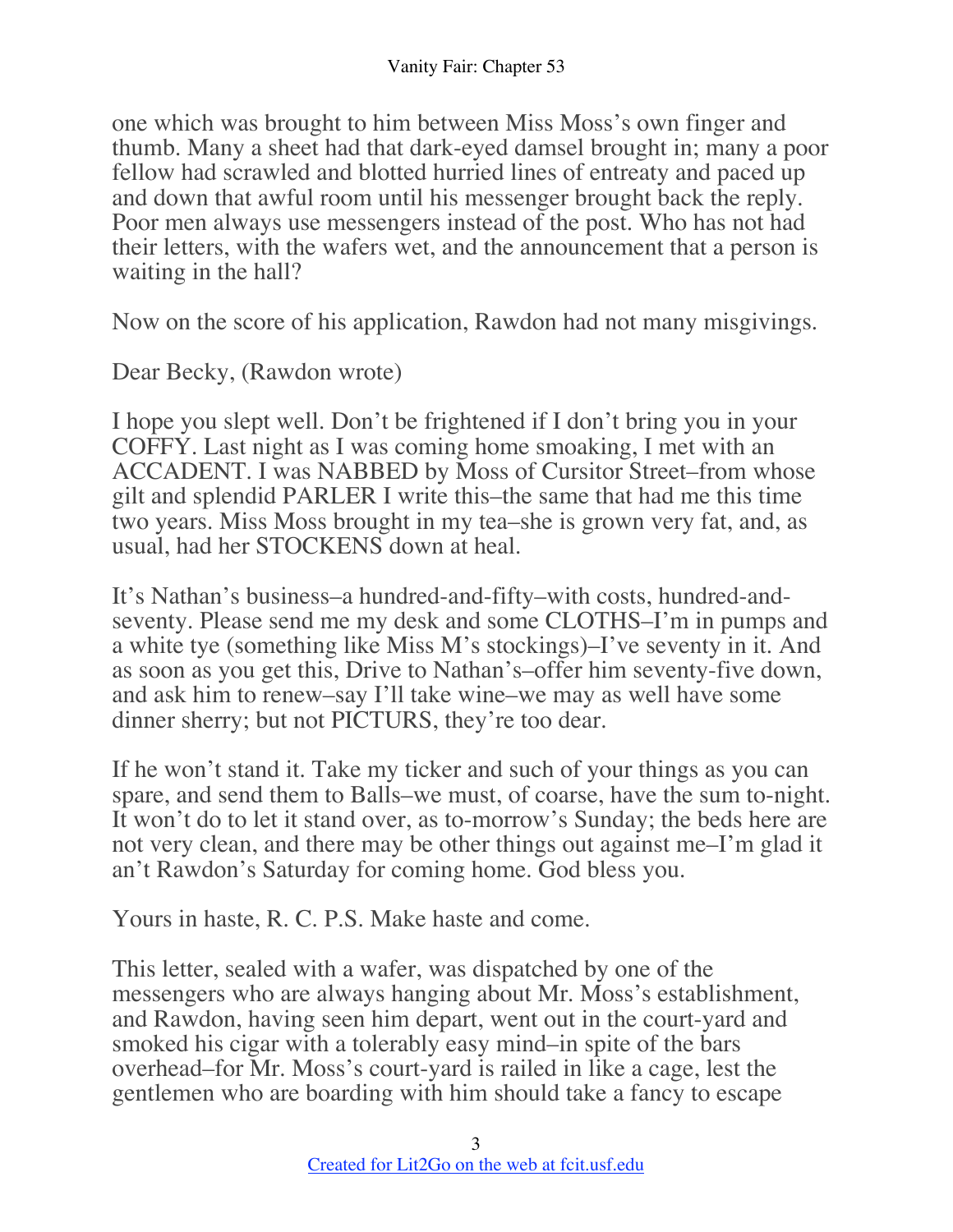one which was brought to him between Miss Moss's own finger and thumb. Many a sheet had that dark-eyed damsel brought in; many a poor fellow had scrawled and blotted hurried lines of entreaty and paced up and down that awful room until his messenger brought back the reply. Poor men always use messengers instead of the post. Who has not had their letters, with the wafers wet, and the announcement that a person is waiting in the hall?

Now on the score of his application, Rawdon had not many misgivings.

Dear Becky, (Rawdon wrote)

I hope you slept well. Don't be frightened if I don't bring you in your COFFY. Last night as I was coming home smoaking, I met with an ACCADENT. I was NABBED by Moss of Cursitor Street–from whose gilt and splendid PARLER I write this–the same that had me this time two years. Miss Moss brought in my tea–she is grown very fat, and, as usual, had her STOCKENS down at heal.

It's Nathan's business–a hundred-and-fifty–with costs, hundred-and-seventy. Please send me my desk and some CLOTHS–I'm in pumps and a white tye (something like Miss M's stockings)–I've seventy in it. And as soon as you get this, Drive to Nathan's–offer him seventy-five down, and ask him to renew–say I'll take wine–we may as well have some dinner sherry; but not PICTURS, they're too dear.

If he won't stand it. Take my ticker and such of your things as you can spare, and send them to Balls–we must, of coarse, have the sum to-night. It won't do to let it stand over, as to-morrow's Sunday; the beds here are not very clean, and there may be other things out against me–I'm glad it an't Rawdon's Saturday for coming home. God bless you.

Yours in haste, R. C. P.S. Make haste and come.

This letter, sealed with a wafer, was dispatched by one of the messengers who are always hanging about Mr. Moss's establishment, and Rawdon, having seen him depart, went out in the court-yard and smoked his cigar with a tolerably easy mind–in spite of the bars overhead–for Mr. Moss's court-yard is railed in like a cage, lest the gentlemen who are boarding with him should take a fancy to escape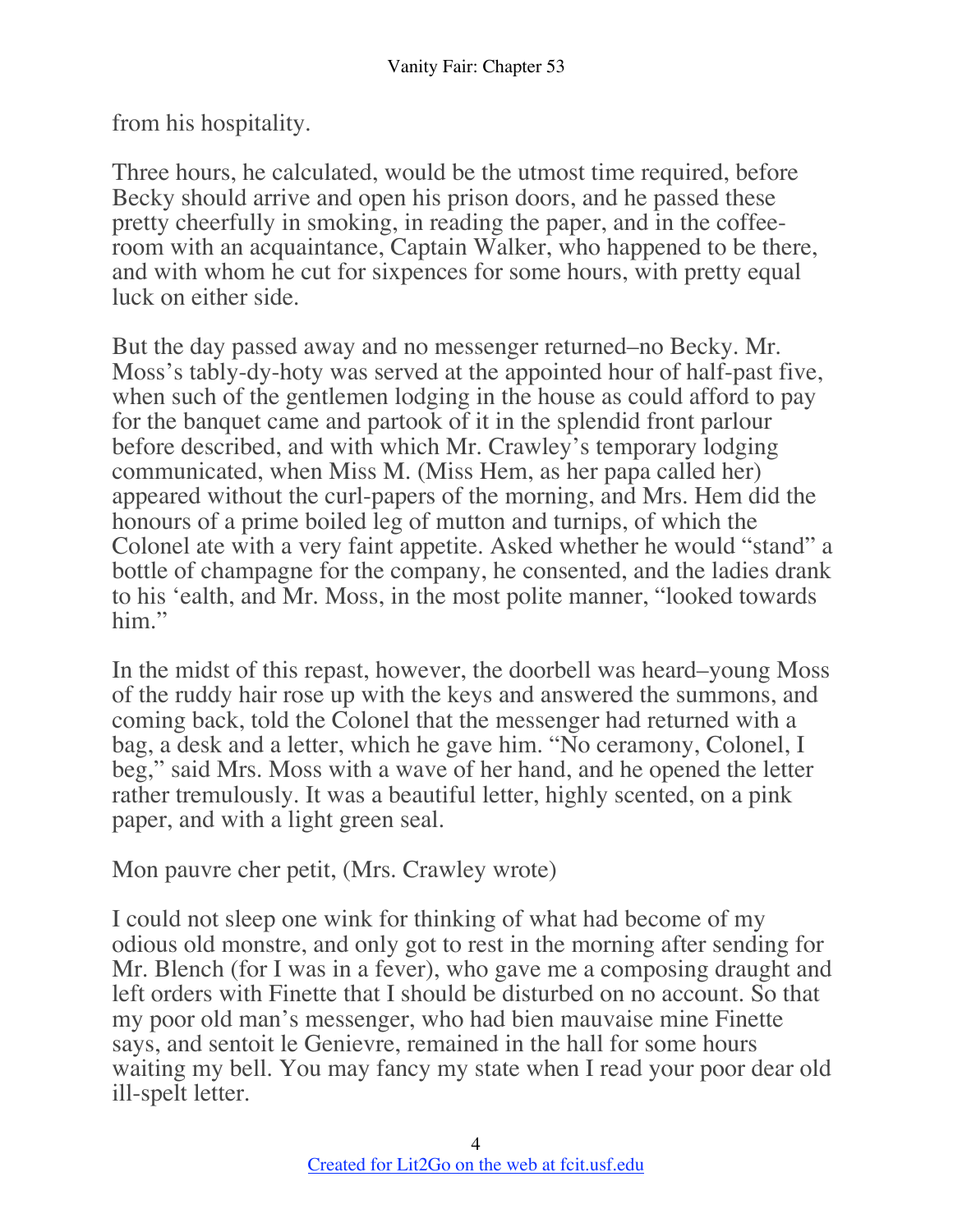from his hospitality.

Three hours, he calculated, would be the utmost time required, before Becky should arrive and open his prison doors, and he passed these pretty cheerfully in smoking, in reading the paper, and in the coffee-room with an acquaintance, Captain Walker, who happened to be there, and with whom he cut for sixpences for some hours, with pretty equal luck on either side.

But the day passed away and no messenger returned–no Becky. Mr. Moss's tably-dy-hoty was served at the appointed hour of half-past five, when such of the gentlemen lodging in the house as could afford to pay for the banquet came and partook of it in the splendid front parlour before described, and with which Mr. Crawley's temporary lodging communicated, when Miss M. (Miss Hem, as her papa called her) appeared without the curl-papers of the morning, and Mrs. Hem did the honours of a prime boiled leg of mutton and turnips, of which the Colonel ate with a very faint appetite. Asked whether he would "stand" a bottle of champagne for the company, he consented, and the ladies drank to his 'ealth, and Mr. Moss, in the most polite manner, "looked towards him."

In the midst of this repast, however, the doorbell was heard–young Moss of the ruddy hair rose up with the keys and answered the summons, and coming back, told the Colonel that the messenger had returned with a bag, a desk and a letter, which he gave him. "No ceramony, Colonel, I beg," said Mrs. Moss with a wave of her hand, and he opened the letter rather tremulously. It was a beautiful letter, highly scented, on a pink paper, and with a light green seal.

Mon pauvre cher petit, (Mrs. Crawley wrote)

I could not sleep one wink for thinking of what had become of my odious old monstre, and only got to rest in the morning after sending for Mr. Blench (for I was in a fever), who gave me a composing draught and left orders with Finette that I should be disturbed on no account. So that my poor old man's messenger, who had bien mauvaise mine Finette says, and sentoit le Genievre, remained in the hall for some hours waiting my bell. You may fancy my state when I read your poor dear old ill-spelt letter.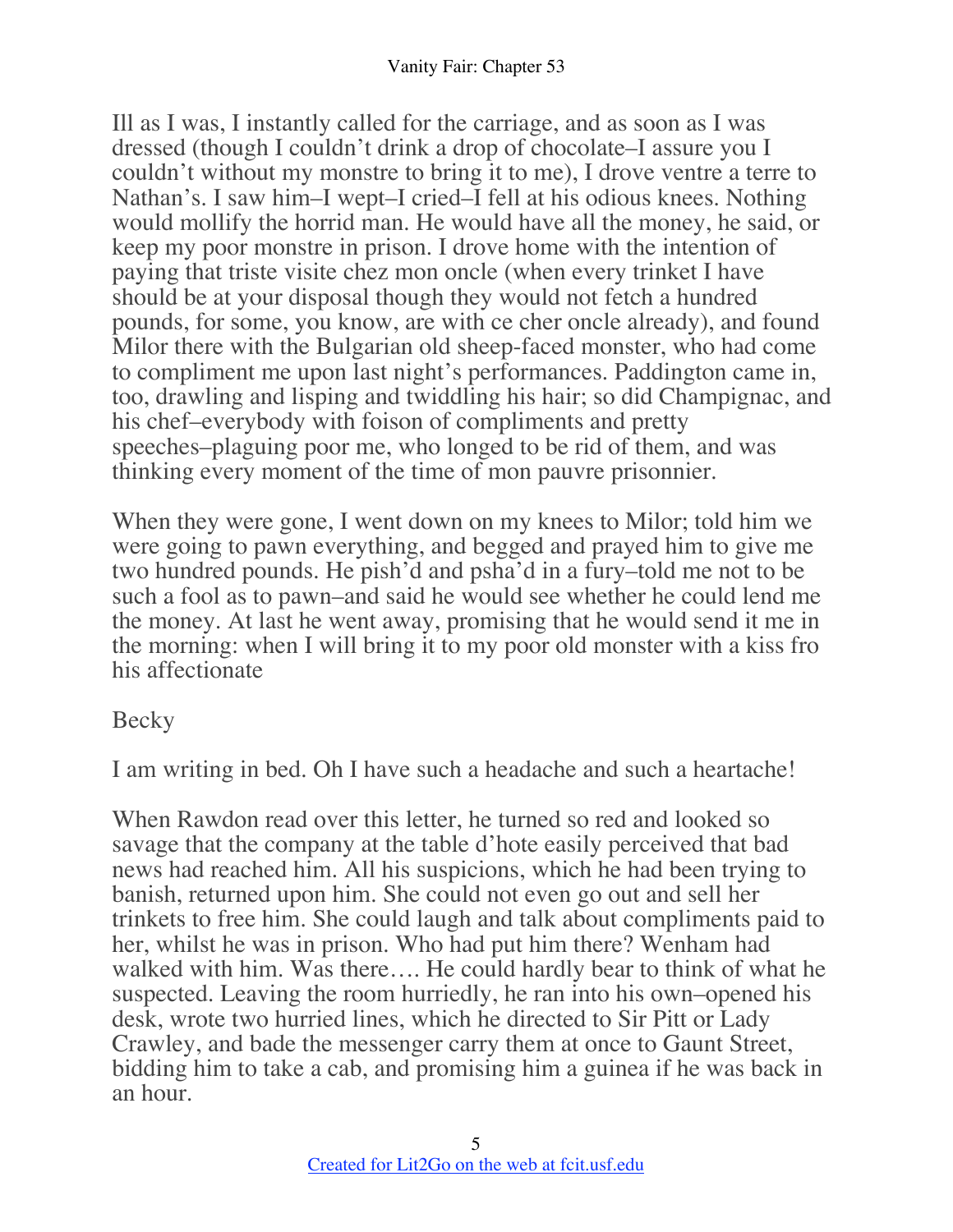Ill as I was, I instantly called for the carriage, and as soon as I was dressed (though I couldn't drink a drop of chocolate–I assure you I couldn't without my monstre to bring it to me), I drove ventre a terre to Nathan's. I saw him–I wept–I cried–I fell at his odious knees. Nothing would mollify the horrid man. He would have all the money, he said, or keep my poor monstre in prison. I drove home with the intention of paying that triste visite chez mon oncle (when every trinket I have should be at your disposal though they would not fetch a hundred pounds, for some, you know, are with ce cher oncle already), and found Milor there with the Bulgarian old sheep-faced monster, who had come to compliment me upon last night's performances. Paddington came in, too, drawling and lisping and twiddling his hair; so did Champignac, and his chef–everybody with foison of compliments and pretty speeches–plaguing poor me, who longed to be rid of them, and was thinking every moment of the time of mon pauvre prisonnier.

When they were gone, I went down on my knees to Milor; told him we were going to pawn everything, and begged and prayed him to give me two hundred pounds. He pish'd and psha'd in a fury–told me not to be such a fool as to pawn–and said he would see whether he could lend me the money. At last he went away, promising that he would send it me in the morning: when I will bring it to my poor old monster with a kiss fro his affectionate

Becky

I am writing in bed. Oh I have such a headache and such a heartache!

When Rawdon read over this letter, he turned so red and looked so savage that the company at the table d'hote easily perceived that bad news had reached him. All his suspicions, which he had been trying to banish, returned upon him. She could not even go out and sell her trinkets to free him. She could laugh and talk about compliments paid to her, whilst he was in prison. Who had put him there? Wenham had walked with him. Was there…. He could hardly bear to think of what he suspected. Leaving the room hurriedly, he ran into his own–opened his desk, wrote two hurried lines, which he directed to Sir Pitt or Lady Crawley, and bade the messenger carry them at once to Gaunt Street, bidding him to take a cab, and promising him a guinea if he was back in an hour.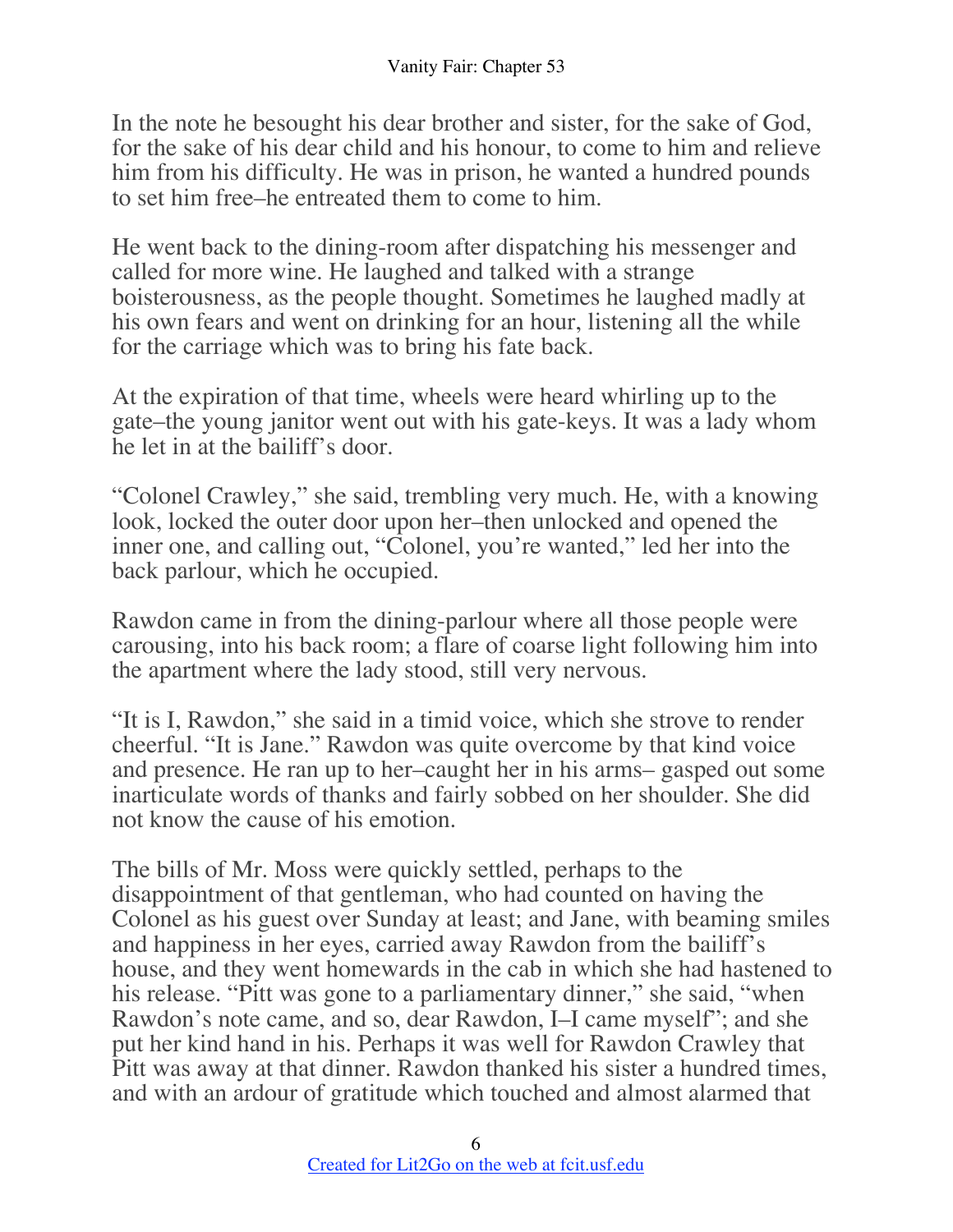In the note he besought his dear brother and sister, for the sake of God, for the sake of his dear child and his honour, to come to him and relieve him from his difficulty. He was in prison, he wanted a hundred pounds to set him free–he entreated them to come to him.

He went back to the dining-room after dispatching his messenger and called for more wine. He laughed and talked with a strange boisterousness, as the people thought. Sometimes he laughed madly at his own fears and went on drinking for an hour, listening all the while for the carriage which was to bring his fate back.

At the expiration of that time, wheels were heard whirling up to the gate–the young janitor went out with his gate-keys. It was a lady whom he let in at the bailiff's door.

"Colonel Crawley," she said, trembling very much. He, with a knowing look, locked the outer door upon her–then unlocked and opened the inner one, and calling out, "Colonel, you're wanted," led her into the back parlour, which he occupied.

Rawdon came in from the dining-parlour where all those people were carousing, into his back room; a flare of coarse light following him into the apartment where the lady stood, still very nervous.

"It is I, Rawdon," she said in a timid voice, which she strove to render cheerful. "It is Jane." Rawdon was quite overcome by that kind voice and presence. He ran up to her–caught her in his arms– gasped out some inarticulate words of thanks and fairly sobbed on her shoulder. She did not know the cause of his emotion.

The bills of Mr. Moss were quickly settled, perhaps to the disappointment of that gentleman, who had counted on having the Colonel as his guest over Sunday at least; and Jane, with beaming smiles and happiness in her eyes, carried away Rawdon from the bailiff's house, and they went homewards in the cab in which she had hastened to his release. "Pitt was gone to a parliamentary dinner," she said, "when Rawdon's note came, and so, dear Rawdon, I–I came myself"; and she put her kind hand in his. Perhaps it was well for Rawdon Crawley that Pitt was away at that dinner. Rawdon thanked his sister a hundred times, and with an ardour of gratitude which touched and almost alarmed that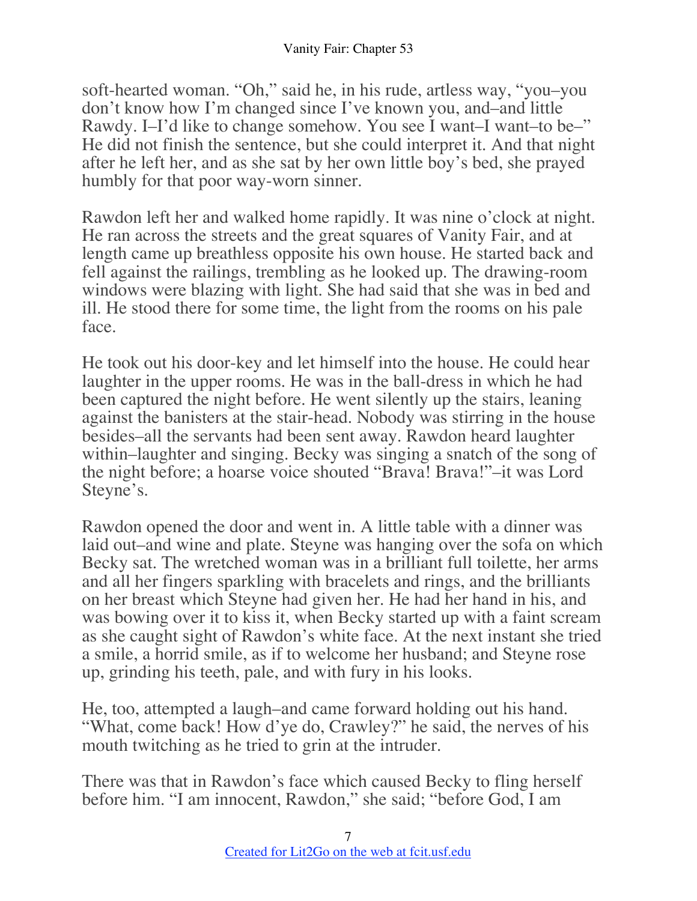soft-hearted woman. "Oh," said he, in his rude, artless way, "you–you don't know how I'm changed since I've known you, and–and little Rawdy. I–I'd like to change somehow. You see I want–I want–to be–" He did not finish the sentence, but she could interpret it. And that night after he left her, and as she sat by her own little boy's bed, she prayed humbly for that poor way-worn sinner.

Rawdon left her and walked home rapidly. It was nine o'clock at night. He ran across the streets and the great squares of Vanity Fair, and at length came up breathless opposite his own house. He started back and fell against the railings, trembling as he looked up. The drawing-room windows were blazing with light. She had said that she was in bed and ill. He stood there for some time, the light from the rooms on his pale face.

He took out his door-key and let himself into the house. He could hear laughter in the upper rooms. He was in the ball-dress in which he had been captured the night before. He went silently up the stairs, leaning against the banisters at the stair-head. Nobody was stirring in the house besides–all the servants had been sent away. Rawdon heard laughter within–laughter and singing. Becky was singing a snatch of the song of the night before; a hoarse voice shouted "Brava! Brava!"–it was Lord Steyne's.

Rawdon opened the door and went in. A little table with a dinner was laid out–and wine and plate. Steyne was hanging over the sofa on which Becky sat. The wretched woman was in a brilliant full toilette, her arms and all her fingers sparkling with bracelets and rings, and the brilliants on her breast which Steyne had given her. He had her hand in his, and was bowing over it to kiss it, when Becky started up with a faint scream as she caught sight of Rawdon's white face. At the next instant she tried a smile, a horrid smile, as if to welcome her husband; and Steyne rose up, grinding his teeth, pale, and with fury in his looks.

He, too, attempted a laugh–and came forward holding out his hand. "What, come back! How d'ye do, Crawley?" he said, the nerves of his mouth twitching as he tried to grin at the intruder.

There was that in Rawdon's face which caused Becky to fling herself before him. "I am innocent, Rawdon," she said; "before God, I am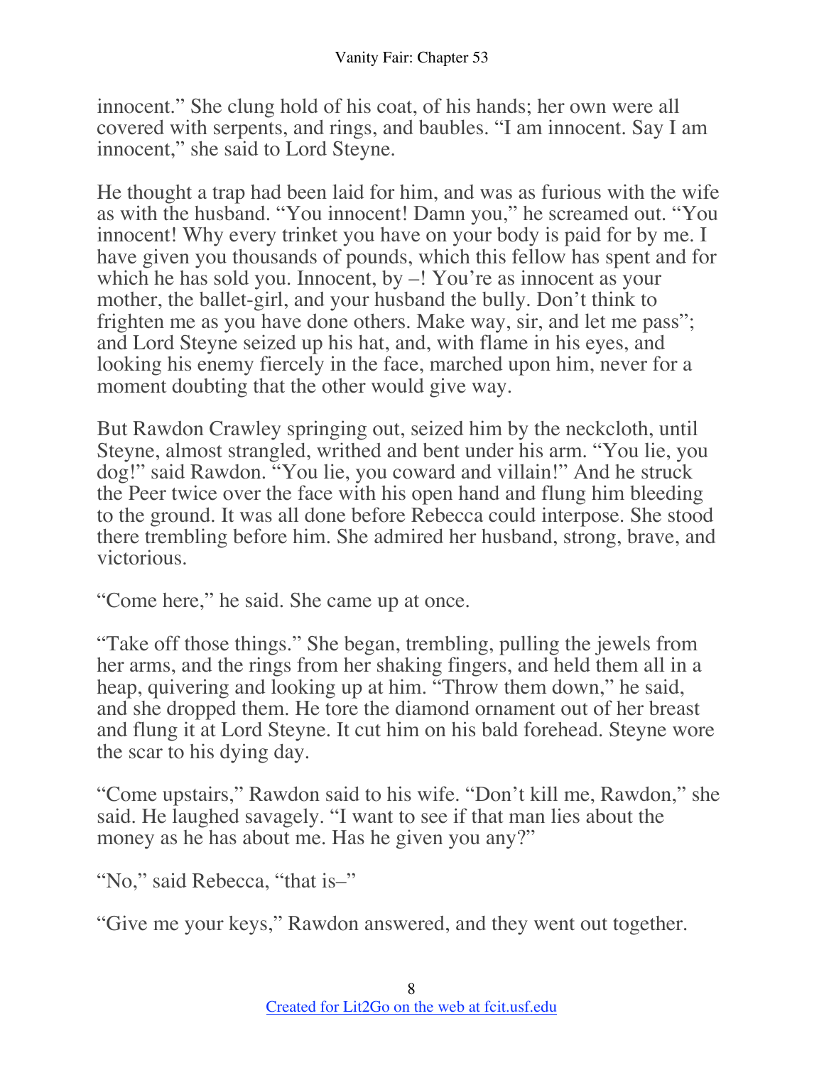innocent." She clung hold of his coat, of his hands; her own were all covered with serpents, and rings, and baubles. "I am innocent. Say I am innocent," she said to Lord Steyne.

He thought a trap had been laid for him, and was as furious with the wife as with the husband. "You innocent! Damn you," he screamed out. "You innocent! Why every trinket you have on your body is paid for by me. I have given you thousands of pounds, which this fellow has spent and for which he has sold you. Innocent, by –! You're as innocent as your mother, the ballet-girl, and your husband the bully. Don't think to frighten me as you have done others. Make way, sir, and let me pass"; and Lord Steyne seized up his hat, and, with flame in his eyes, and looking his enemy fiercely in the face, marched upon him, never for a moment doubting that the other would give way.

But Rawdon Crawley springing out, seized him by the neckcloth, until Steyne, almost strangled, writhed and bent under his arm. "You lie, you dog!" said Rawdon. "You lie, you coward and villain!" And he struck the Peer twice over the face with his open hand and flung him bleeding to the ground. It was all done before Rebecca could interpose. She stood there trembling before him. She admired her husband, strong, brave, and victorious.

"Come here," he said. She came up at once.

"Take off those things." She began, trembling, pulling the jewels from her arms, and the rings from her shaking fingers, and held them all in a heap, quivering and looking up at him. "Throw them down," he said, and she dropped them. He tore the diamond ornament out of her breast and flung it at Lord Steyne. It cut him on his bald forehead. Steyne wore the scar to his dying day.

"Come upstairs," Rawdon said to his wife. "Don't kill me, Rawdon," she said. He laughed savagely. "I want to see if that man lies about the money as he has about me. Has he given you any?"

"No," said Rebecca, "that is–"

"Give me your keys," Rawdon answered, and they went out together.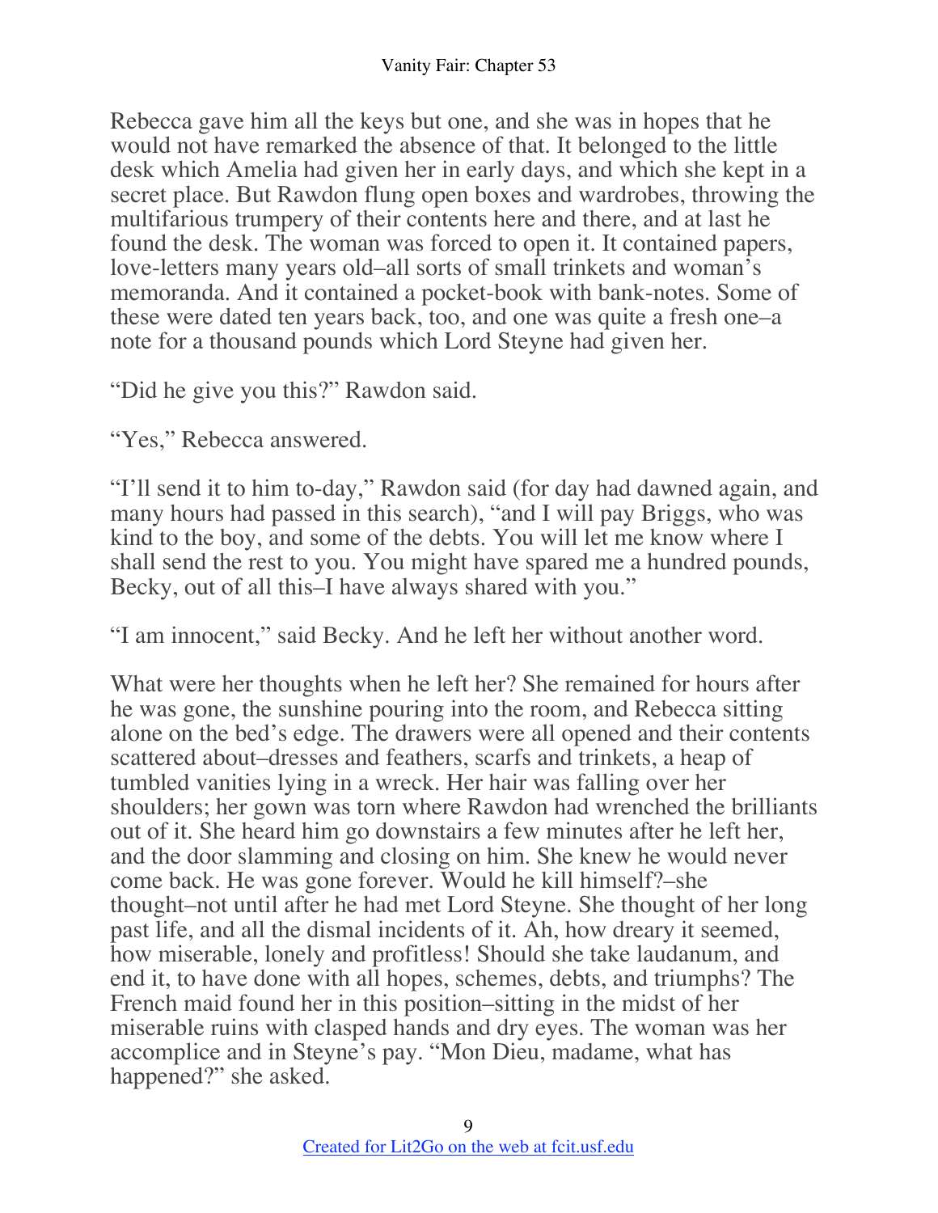Rebecca gave him all the keys but one, and she was in hopes that he would not have remarked the absence of that. It belonged to the little desk which Amelia had given her in early days, and which she kept in a secret place. But Rawdon flung open boxes and wardrobes, throwing the multifarious trumpery of their contents here and there, and at last he found the desk. The woman was forced to open it. It contained papers, love-letters many years old–all sorts of small trinkets and woman's memoranda. And it contained a pocket-book with bank-notes. Some of these were dated ten years back, too, and one was quite a fresh one–a note for a thousand pounds which Lord Steyne had given her.

"Did he give you this?" Rawdon said.

"Yes," Rebecca answered.

"I'll send it to him to-day," Rawdon said (for day had dawned again, and many hours had passed in this search), "and I will pay Briggs, who was kind to the boy, and some of the debts. You will let me know where I shall send the rest to you. You might have spared me a hundred pounds, Becky, out of all this–I have always shared with you."

"I am innocent," said Becky. And he left her without another word.

What were her thoughts when he left her? She remained for hours after he was gone, the sunshine pouring into the room, and Rebecca sitting alone on the bed's edge. The drawers were all opened and their contents scattered about–dresses and feathers, scarfs and trinkets, a heap of tumbled vanities lying in a wreck. Her hair was falling over her shoulders; her gown was torn where Rawdon had wrenched the brilliants out of it. She heard him go downstairs a few minutes after he left her, and the door slamming and closing on him. She knew he would never come back. He was gone forever. Would he kill himself?–she thought–not until after he had met Lord Steyne. She thought of her long past life, and all the dismal incidents of it. Ah, how dreary it seemed, how miserable, lonely and profitless! Should she take laudanum, and end it, to have done with all hopes, schemes, debts, and triumphs? The French maid found her in this position–sitting in the midst of her miserable ruins with clasped hands and dry eyes. The woman was her accomplice and in Steyne's pay. "Mon Dieu, madame, what has happened?" she asked.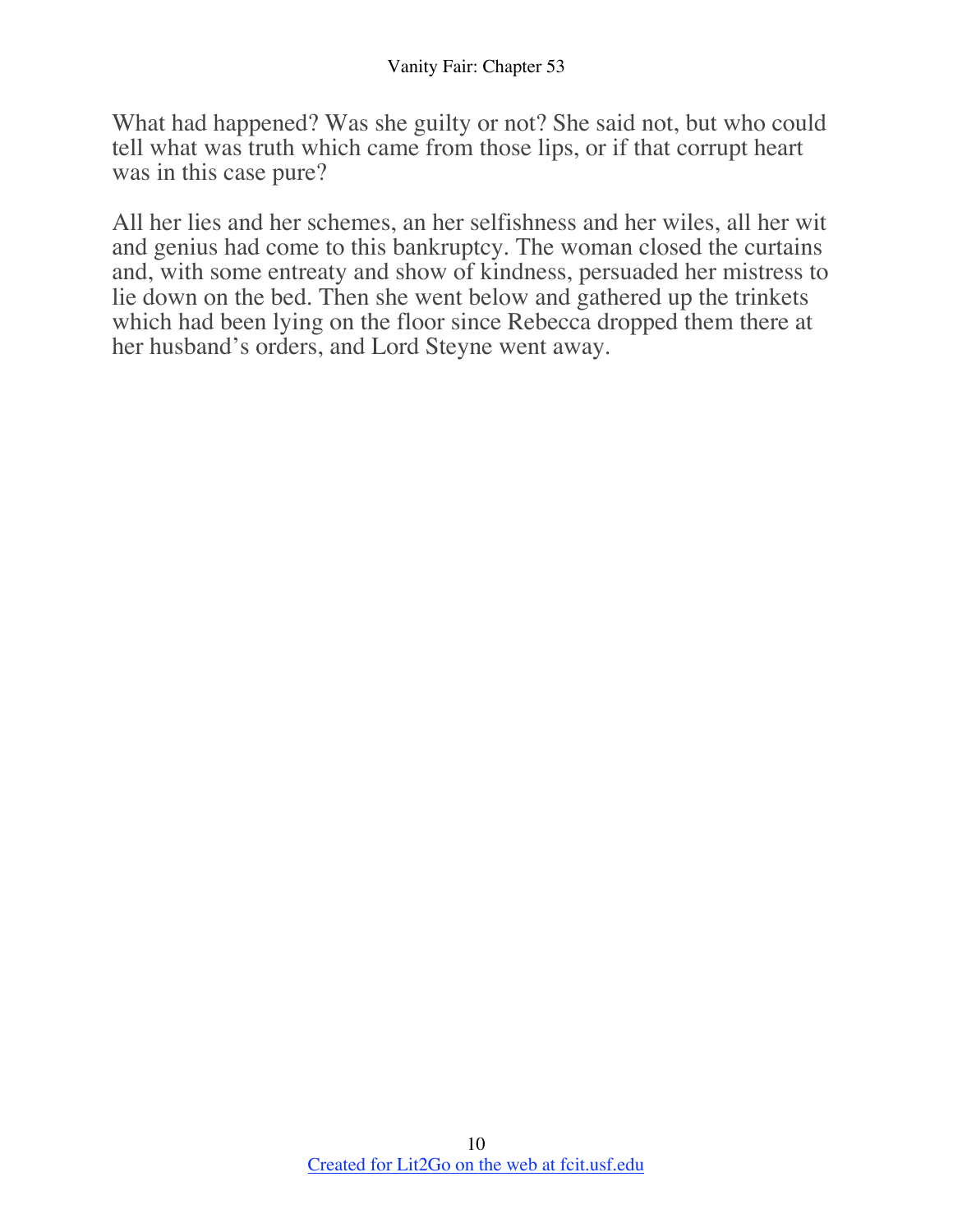What had happened? Was she guilty or not? She said not, but who could tell what was truth which came from those lips, or if that corrupt heart was in this case pure?

All her lies and her schemes, an her selfishness and her wiles, all her wit and genius had come to this bankruptcy. The woman closed the curtains and, with some entreaty and show of kindness, persuaded her mistress to lie down on the bed. Then she went below and gathered up the trinkets which had been lying on the floor since Rebecca dropped them there at her husband's orders, and Lord Steyne went away.